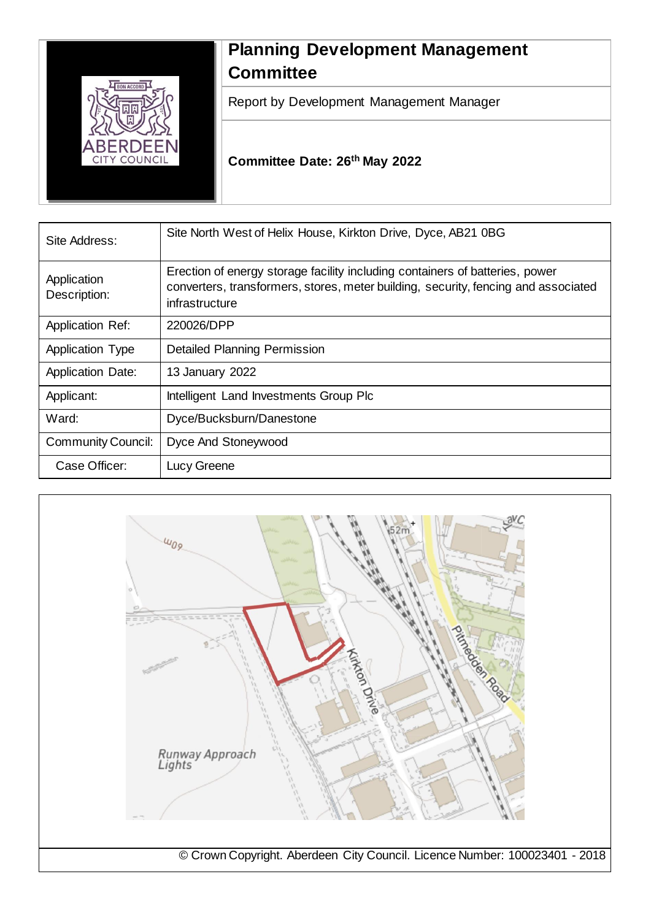# Planning Development Management Committee

Report by Development Management Manager

**Committee Date: 26th May 2022**

| Site Address: | Site North West of Helix House, Kirkton Drive, Dyce, AB21 0BG |
|---|---|
| Application Description: | Erection of energy storage facility including containers of batteries, power converters, transformers, stores, meter building, security, fencing and associated infrastructure |
| Application Ref: | 220026/DPP |
| Application Type | Detailed Planning Permission |
| Application Date: | 13 January 2022 |
| Applicant: | Intelligent Land Investments Group Plc |
| Ward: | Dyce/Bucksburn/Danestone |
| Community Council: | Dyce And Stoneywood |
| Case Officer: | Lucy Greene |

© Crown Copyright. Aberdeen City Council. Licence Number: 100023401 - 2018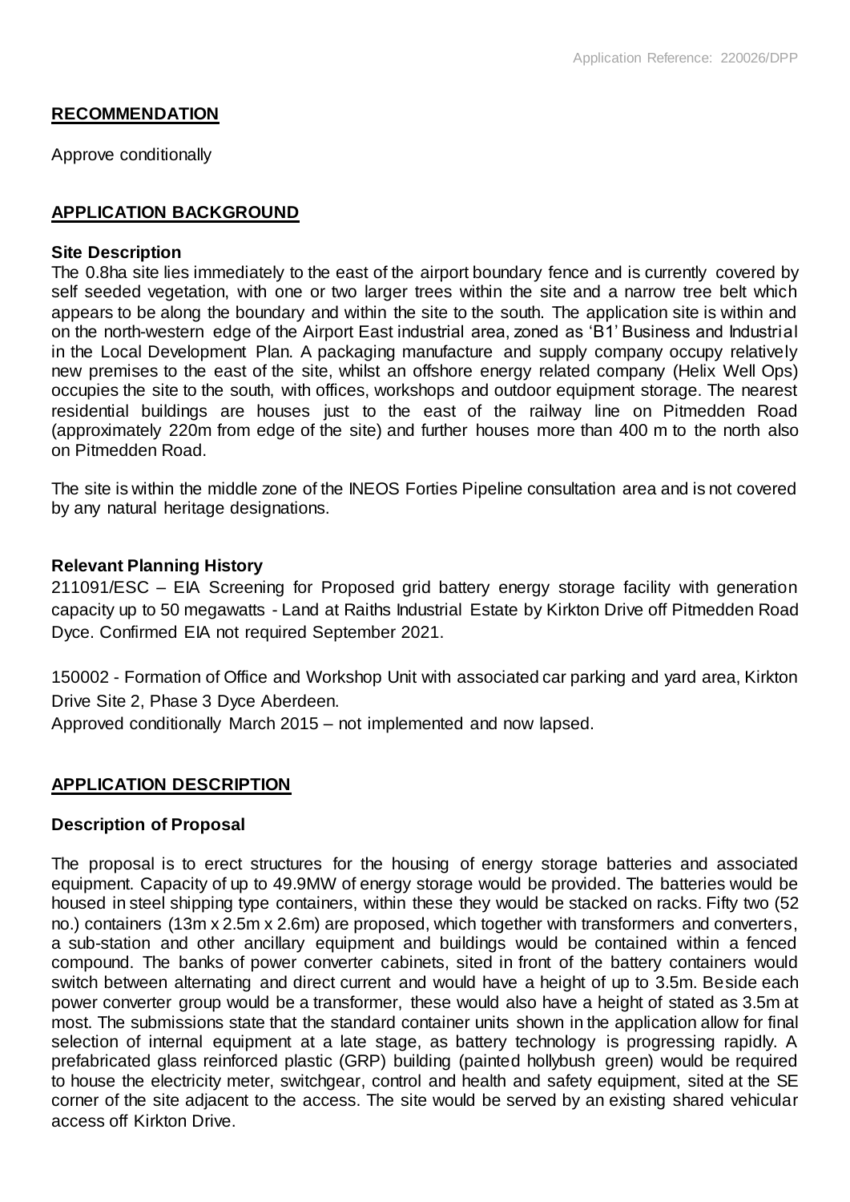## RECOMMENDATION

Approve conditionally

## APPLICATION BACKGROUND

### Site Description

The 0.8ha site lies immediately to the east of the airport boundary fence and is currently covered by self seeded vegetation, with one or two larger trees within the site and a narrow tree belt which appears to be along the boundary and within the site to the south. The application site is within and on the north-western edge of the Airport East industrial area, zoned as 'B1' Business and Industrial in the Local Development Plan. A packaging manufacture and supply company occupy relatively new premises to the east of the site, whilst an offshore energy related company (Helix Well Ops) occupies the site to the south, with offices, workshops and outdoor equipment storage. The nearest residential buildings are houses just to the east of the railway line on Pitmedden Road (approximately 220m from edge of the site) and further houses more than 400 m to the north also on Pitmedden Road.

The site is within the middle zone of the INEOS Forties Pipeline consultation area and is not covered by any natural heritage designations.

### Relevant Planning History

211091/ESC – EIA Screening for Proposed grid battery energy storage facility with generation capacity up to 50 megawatts - Land at Raiths Industrial Estate by Kirkton Drive off Pitmedden Road Dyce. Confirmed EIA not required September 2021.

150002 - Formation of Office and Workshop Unit with associated car parking and yard area, Kirkton Drive Site 2, Phase 3 Dyce Aberdeen.
Approved conditionally March 2015 – not implemented and now lapsed.

## APPLICATION DESCRIPTION

### Description of Proposal

The proposal is to erect structures for the housing of energy storage batteries and associated equipment. Capacity of up to 49.9MW of energy storage would be provided. The batteries would be housed in steel shipping type containers, within these they would be stacked on racks. Fifty two (52 no.) containers (13m x 2.5m x 2.6m) are proposed, which together with transformers and converters, a sub-station and other ancillary equipment and buildings would be contained within a fenced compound. The banks of power converter cabinets, sited in front of the battery containers would switch between alternating and direct current and would have a height of up to 3.5m. Beside each power converter group would be a transformer, these would also have a height of stated as 3.5m at most. The submissions state that the standard container units shown in the application allow for final selection of internal equipment at a late stage, as battery technology is progressing rapidly. A prefabricated glass reinforced plastic (GRP) building (painted hollybush green) would be required to house the electricity meter, switchgear, control and health and safety equipment, sited at the SE corner of the site adjacent to the access. The site would be served by an existing shared vehicular access off Kirkton Drive.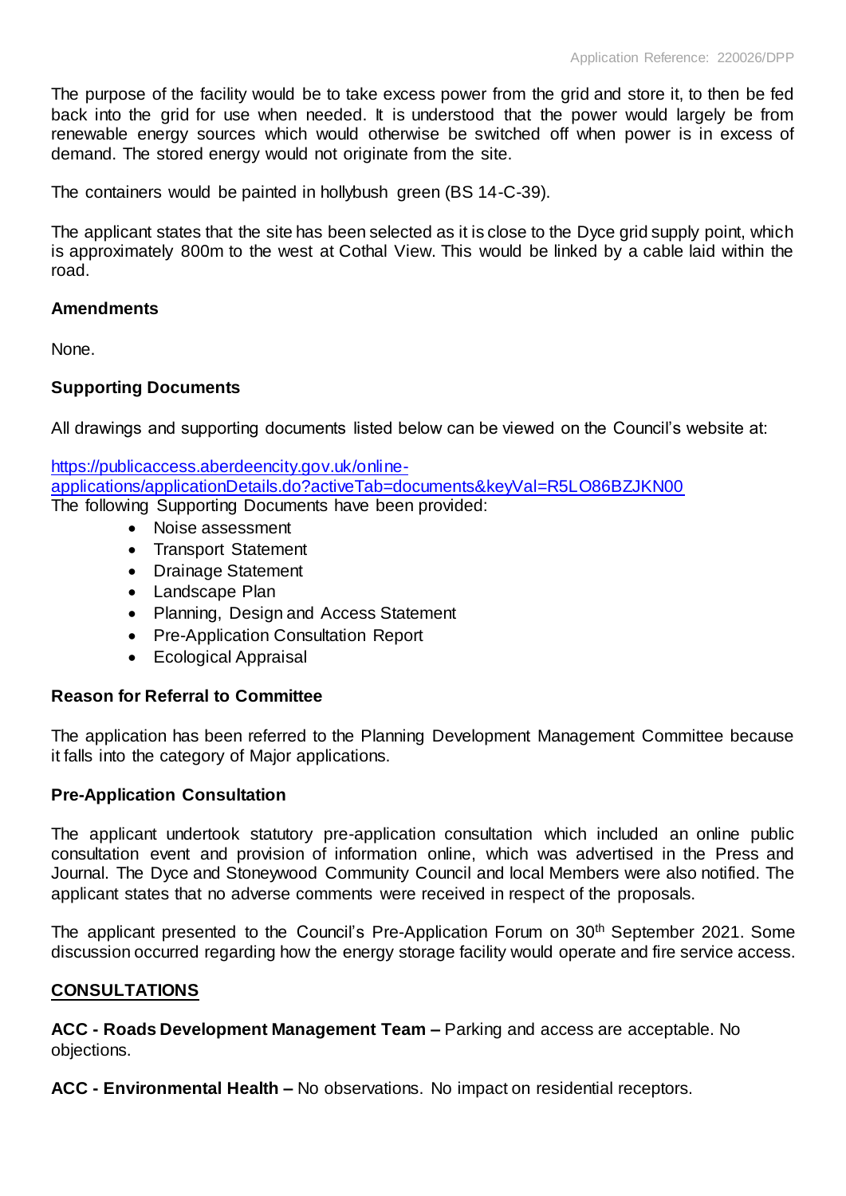The purpose of the facility would be to take excess power from the grid and store it, to then be fed back into the grid for use when needed. It is understood that the power would largely be from renewable energy sources which would otherwise be switched off when power is in excess of demand. The stored energy would not originate from the site.

The containers would be painted in hollybush green (BS 14-C-39).

The applicant states that the site has been selected as it is close to the Dyce grid supply point, which is approximately 800m to the west at Cothal View. This would be linked by a cable laid within the road.

**Amendments**

None.

**Supporting Documents**

All drawings and supporting documents listed below can be viewed on the Council's website at:

[https://publicaccess.aberdeencity.gov.uk/online-applications/applicationDetails.do?activeTab=documents&keyVal=R5LO86BZJKN00](https://publicaccess.aberdeencity.gov.uk/online-applications/applicationDetails.do?activeTab=documents&keyVal=R5LO86BZJKN00)

The following Supporting Documents have been provided:

- Noise assessment
- Transport Statement
- Drainage Statement
- Landscape Plan
- Planning, Design and Access Statement
- Pre-Application Consultation Report
- Ecological Appraisal

**Reason for Referral to Committee**

The application has been referred to the Planning Development Management Committee because it falls into the category of Major applications.

**Pre-Application Consultation**

The applicant undertook statutory pre-application consultation which included an online public consultation event and provision of information online, which was advertised in the Press and Journal. The Dyce and Stoneywood Community Council and local Members were also notified. The applicant states that no adverse comments were received in respect of the proposals.

The applicant presented to the Council's Pre-Application Forum on 30th September 2021. Some discussion occurred regarding how the energy storage facility would operate and fire service access.

## CONSULTATIONS

**ACC - Roads Development Management Team –** Parking and access are acceptable. No objections.

**ACC - Environmental Health –** No observations. No impact on residential receptors.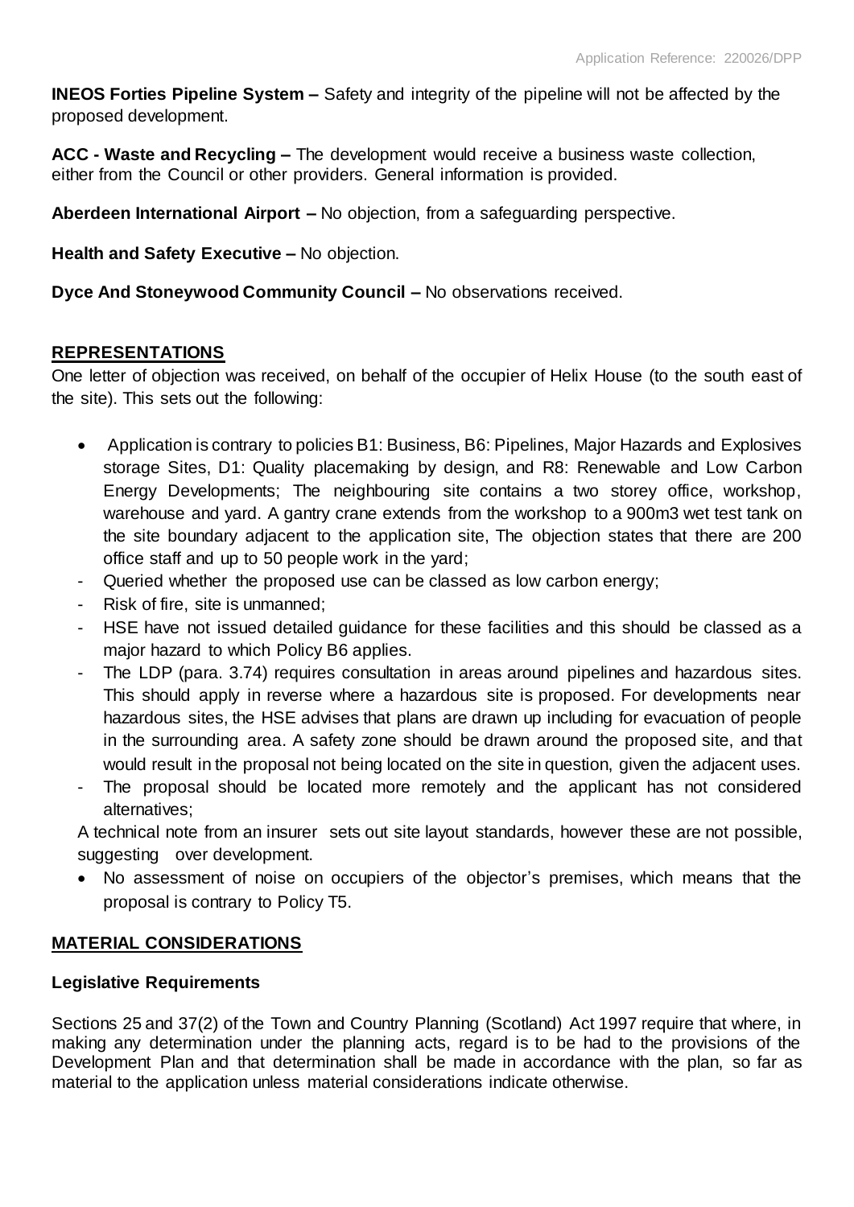**INEOS Forties Pipeline System –** Safety and integrity of the pipeline will not be affected by the proposed development.

**ACC - Waste and Recycling –** The development would receive a business waste collection, either from the Council or other providers. General information is provided.

**Aberdeen International Airport –** No objection, from a safeguarding perspective.

**Health and Safety Executive –** No objection.

**Dyce And Stoneywood Community Council –** No observations received.

## REPRESENTATIONS

One letter of objection was received, on behalf of the occupier of Helix House (to the south east of the site). This sets out the following:

- Application is contrary to policies B1: Business, B6: Pipelines, Major Hazards and Explosives storage Sites, D1: Quality placemaking by design, and R8: Renewable and Low Carbon Energy Developments; The neighbouring site contains a two storey office, workshop, warehouse and yard. A gantry crane extends from the workshop to a 900m3 wet test tank on the site boundary adjacent to the application site, The objection states that there are 200 office staff and up to 50 people work in the yard;
  - Queried whether the proposed use can be classed as low carbon energy;
  - Risk of fire, site is unmanned;
  - HSE have not issued detailed guidance for these facilities and this should be classed as a major hazard to which Policy B6 applies.
  - The LDP (para. 3.74) requires consultation in areas around pipelines and hazardous sites. This should apply in reverse where a hazardous site is proposed. For developments near hazardous sites, the HSE advises that plans are drawn up including for evacuation of people in the surrounding area. A safety zone should be drawn around the proposed site, and that would result in the proposal not being located on the site in question, given the adjacent uses.
  - The proposal should be located more remotely and the applicant has not considered alternatives;

  A technical note from an insurer sets out site layout standards, however these are not possible, suggesting over development.
- No assessment of noise on occupiers of the objector's premises, which means that the proposal is contrary to Policy T5.

## MATERIAL CONSIDERATIONS

### Legislative Requirements

Sections 25 and 37(2) of the Town and Country Planning (Scotland) Act 1997 require that where, in making any determination under the planning acts, regard is to be had to the provisions of the Development Plan and that determination shall be made in accordance with the plan, so far as material to the application unless material considerations indicate otherwise.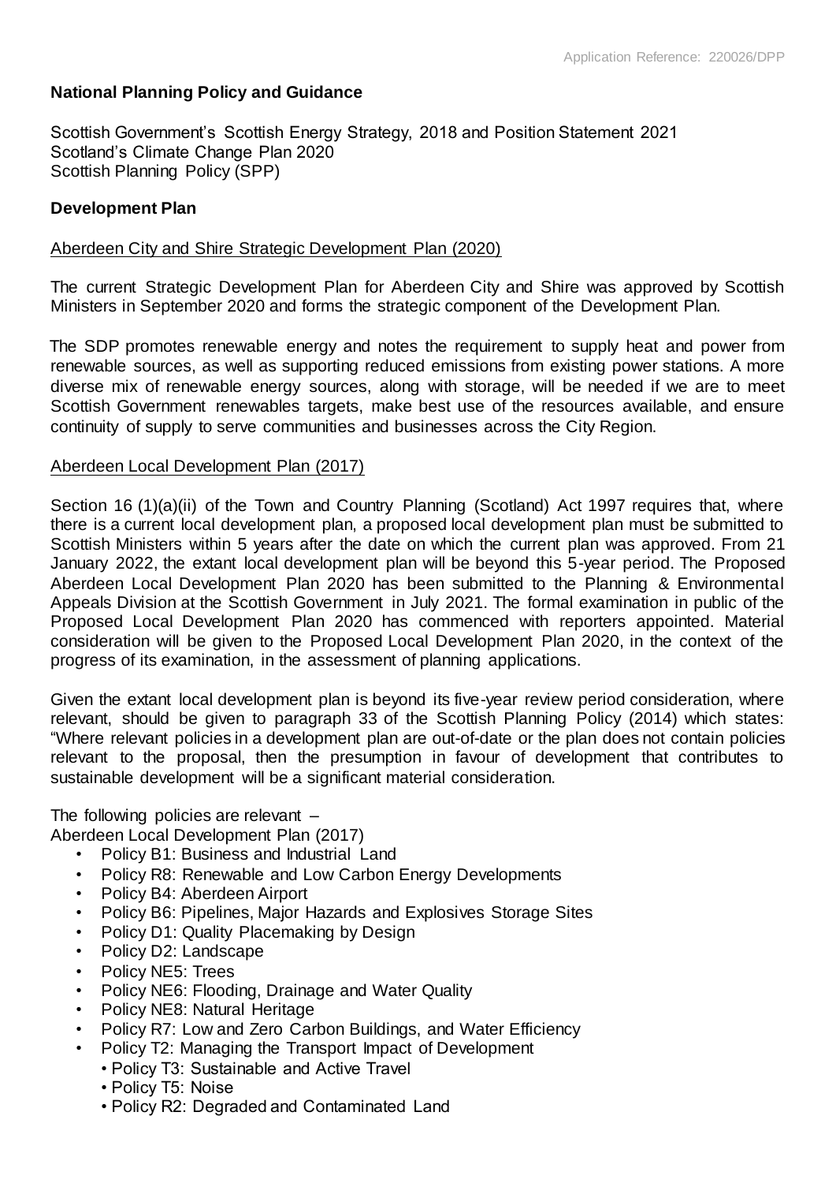**National Planning Policy and Guidance**

Scottish Government's Scottish Energy Strategy, 2018 and Position Statement 2021
Scotland's Climate Change Plan 2020
Scottish Planning Policy (SPP)

**Development Plan**

Aberdeen City and Shire Strategic Development Plan (2020)

The current Strategic Development Plan for Aberdeen City and Shire was approved by Scottish Ministers in September 2020 and forms the strategic component of the Development Plan.

The SDP promotes renewable energy and notes the requirement to supply heat and power from renewable sources, as well as supporting reduced emissions from existing power stations. A more diverse mix of renewable energy sources, along with storage, will be needed if we are to meet Scottish Government renewables targets, make best use of the resources available, and ensure continuity of supply to serve communities and businesses across the City Region.

Aberdeen Local Development Plan (2017)

Section 16 (1)(a)(ii) of the Town and Country Planning (Scotland) Act 1997 requires that, where there is a current local development plan, a proposed local development plan must be submitted to Scottish Ministers within 5 years after the date on which the current plan was approved. From 21 January 2022, the extant local development plan will be beyond this 5-year period. The Proposed Aberdeen Local Development Plan 2020 has been submitted to the Planning & Environmental Appeals Division at the Scottish Government in July 2021. The formal examination in public of the Proposed Local Development Plan 2020 has commenced with reporters appointed. Material consideration will be given to the Proposed Local Development Plan 2020, in the context of the progress of its examination, in the assessment of planning applications.

Given the extant local development plan is beyond its five-year review period consideration, where relevant, should be given to paragraph 33 of the Scottish Planning Policy (2014) which states: "Where relevant policies in a development plan are out-of-date or the plan does not contain policies relevant to the proposal, then the presumption in favour of development that contributes to sustainable development will be a significant material consideration.

The following policies are relevant –
Aberdeen Local Development Plan (2017)

- Policy B1: Business and Industrial Land
- Policy R8: Renewable and Low Carbon Energy Developments
- Policy B4: Aberdeen Airport
- Policy B6: Pipelines, Major Hazards and Explosives Storage Sites
- Policy D1: Quality Placemaking by Design
- Policy D2: Landscape
- Policy NE5: Trees
- Policy NE6: Flooding, Drainage and Water Quality
- Policy NE8: Natural Heritage
- Policy R7: Low and Zero Carbon Buildings, and Water Efficiency
- Policy T2: Managing the Transport Impact of Development
  - Policy T3: Sustainable and Active Travel
  - Policy T5: Noise
  - Policy R2: Degraded and Contaminated Land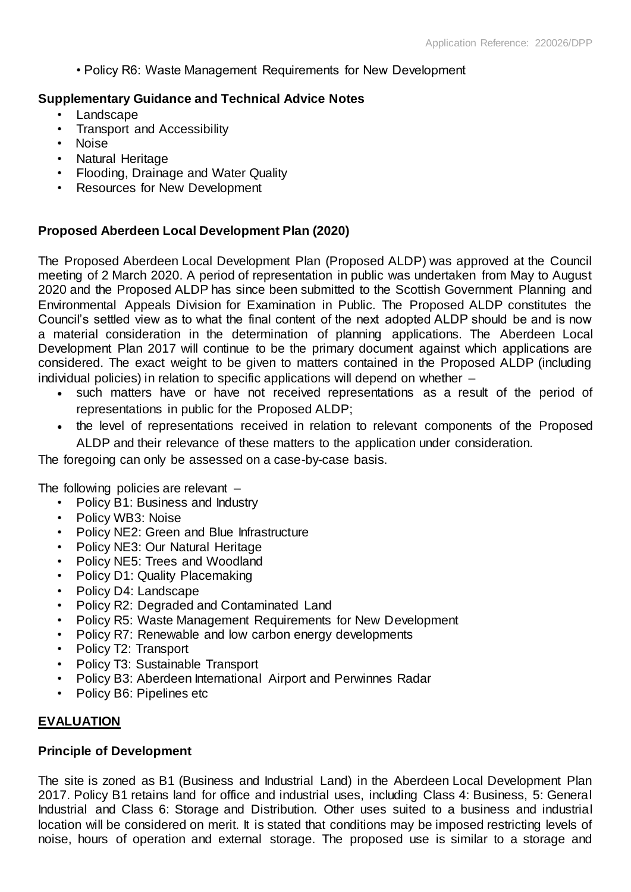- Policy R6: Waste Management Requirements for New Development

**Supplementary Guidance and Technical Advice Notes**

- Landscape
- Transport and Accessibility
- Noise
- Natural Heritage
- Flooding, Drainage and Water Quality
- Resources for New Development

**Proposed Aberdeen Local Development Plan (2020)**

The Proposed Aberdeen Local Development Plan (Proposed ALDP) was approved at the Council meeting of 2 March 2020. A period of representation in public was undertaken from May to August 2020 and the Proposed ALDP has since been submitted to the Scottish Government Planning and Environmental Appeals Division for Examination in Public. The Proposed ALDP constitutes the Council's settled view as to what the final content of the next adopted ALDP should be and is now a material consideration in the determination of planning applications. The Aberdeen Local Development Plan 2017 will continue to be the primary document against which applications are considered. The exact weight to be given to matters contained in the Proposed ALDP (including individual policies) in relation to specific applications will depend on whether –

- such matters have or have not received representations as a result of the period of representations in public for the Proposed ALDP;
- the level of representations received in relation to relevant components of the Proposed ALDP and their relevance of these matters to the application under consideration.

The foregoing can only be assessed on a case-by-case basis.

The following policies are relevant –

- Policy B1: Business and Industry
- Policy WB3: Noise
- Policy NE2: Green and Blue Infrastructure
- Policy NE3: Our Natural Heritage
- Policy NE5: Trees and Woodland
- Policy D1: Quality Placemaking
- Policy D4: Landscape
- Policy R2: Degraded and Contaminated Land
- Policy R5: Waste Management Requirements for New Development
- Policy R7: Renewable and low carbon energy developments
- Policy T2: Transport
- Policy T3: Sustainable Transport
- Policy B3: Aberdeen International Airport and Perwinnes Radar
- Policy B6: Pipelines etc

## EVALUATION

**Principle of Development**

The site is zoned as B1 (Business and Industrial Land) in the Aberdeen Local Development Plan 2017. Policy B1 retains land for office and industrial uses, including Class 4: Business, 5: General Industrial and Class 6: Storage and Distribution. Other uses suited to a business and industrial location will be considered on merit. It is stated that conditions may be imposed restricting levels of noise, hours of operation and external storage. The proposed use is similar to a storage and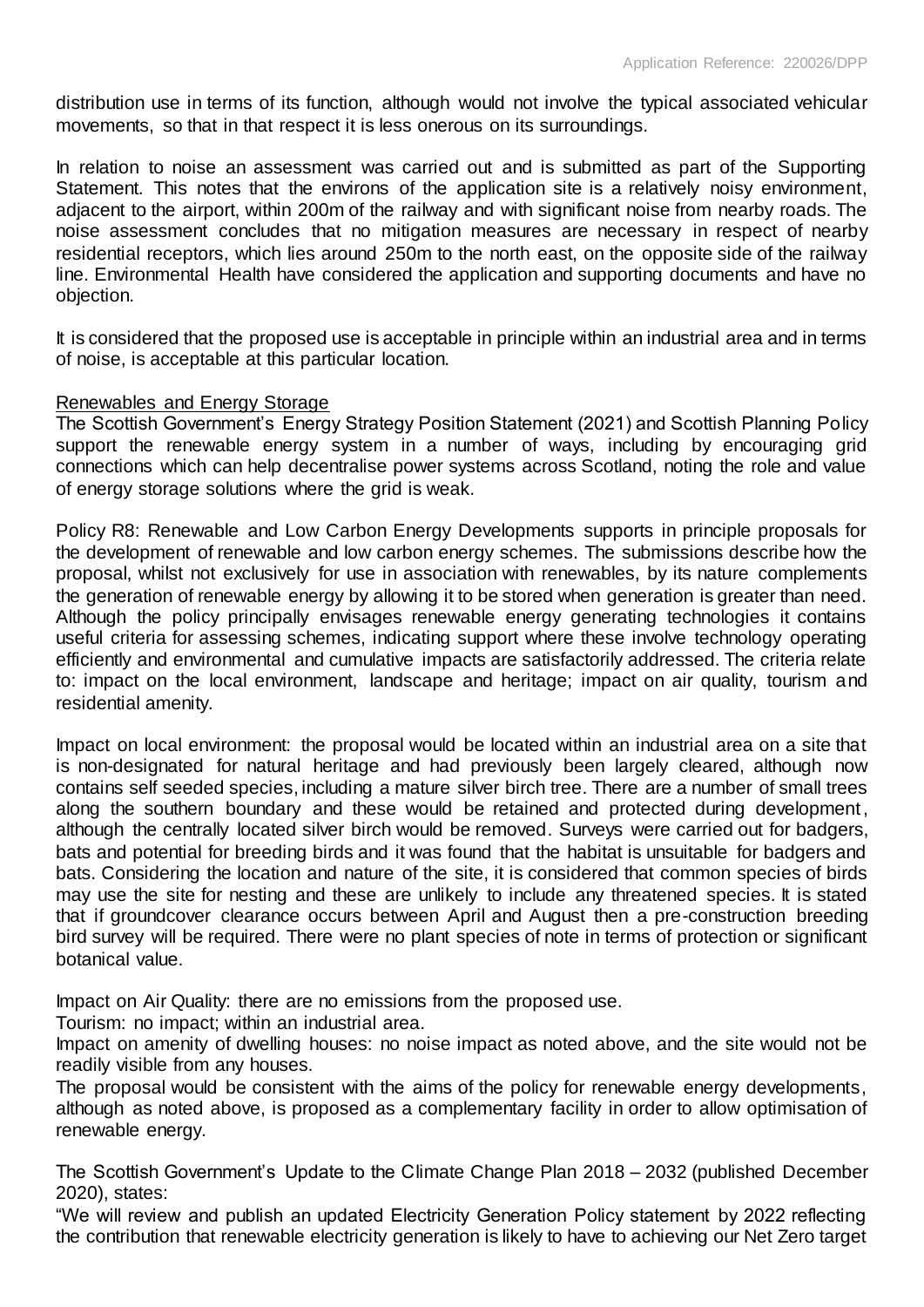distribution use in terms of its function, although would not involve the typical associated vehicular movements, so that in that respect it is less onerous on its surroundings.

In relation to noise an assessment was carried out and is submitted as part of the Supporting Statement. This notes that the environs of the application site is a relatively noisy environment, adjacent to the airport, within 200m of the railway and with significant noise from nearby roads. The noise assessment concludes that no mitigation measures are necessary in respect of nearby residential receptors, which lies around 250m to the north east, on the opposite side of the railway line. Environmental Health have considered the application and supporting documents and have no objection.

It is considered that the proposed use is acceptable in principle within an industrial area and in terms of noise, is acceptable at this particular location.

Renewables and Energy Storage

The Scottish Government's Energy Strategy Position Statement (2021) and Scottish Planning Policy support the renewable energy system in a number of ways, including by encouraging grid connections which can help decentralise power systems across Scotland, noting the role and value of energy storage solutions where the grid is weak.

Policy R8: Renewable and Low Carbon Energy Developments supports in principle proposals for the development of renewable and low carbon energy schemes. The submissions describe how the proposal, whilst not exclusively for use in association with renewables, by its nature complements the generation of renewable energy by allowing it to be stored when generation is greater than need. Although the policy principally envisages renewable energy generating technologies it contains useful criteria for assessing schemes, indicating support where these involve technology operating efficiently and environmental and cumulative impacts are satisfactorily addressed. The criteria relate to: impact on the local environment, landscape and heritage; impact on air quality, tourism and residential amenity.

Impact on local environment: the proposal would be located within an industrial area on a site that is non-designated for natural heritage and had previously been largely cleared, although now contains self seeded species, including a mature silver birch tree. There are a number of small trees along the southern boundary and these would be retained and protected during development, although the centrally located silver birch would be removed. Surveys were carried out for badgers, bats and potential for breeding birds and it was found that the habitat is unsuitable for badgers and bats. Considering the location and nature of the site, it is considered that common species of birds may use the site for nesting and these are unlikely to include any threatened species. It is stated that if groundcover clearance occurs between April and August then a pre-construction breeding bird survey will be required. There were no plant species of note in terms of protection or significant botanical value.

Impact on Air Quality: there are no emissions from the proposed use.
Tourism: no impact; within an industrial area.
Impact on amenity of dwelling houses: no noise impact as noted above, and the site would not be readily visible from any houses.
The proposal would be consistent with the aims of the policy for renewable energy developments, although as noted above, is proposed as a complementary facility in order to allow optimisation of renewable energy.

The Scottish Government's Update to the Climate Change Plan 2018 – 2032 (published December 2020), states:
"We will review and publish an updated Electricity Generation Policy statement by 2022 reflecting the contribution that renewable electricity generation is likely to have to achieving our Net Zero target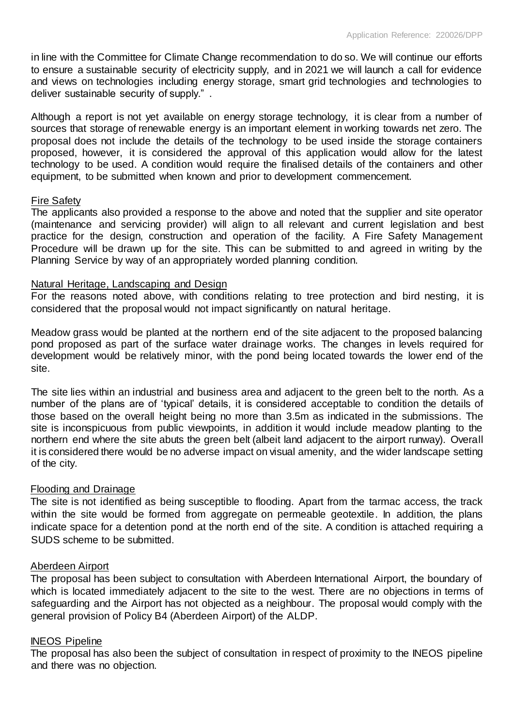in line with the Committee for Climate Change recommendation to do so. We will continue our efforts to ensure a sustainable security of electricity supply, and in 2021 we will launch a call for evidence and views on technologies including energy storage, smart grid technologies and technologies to deliver sustainable security of supply." .

Although a report is not yet available on energy storage technology, it is clear from a number of sources that storage of renewable energy is an important element in working towards net zero. The proposal does not include the details of the technology to be used inside the storage containers proposed, however, it is considered the approval of this application would allow for the latest technology to be used. A condition would require the finalised details of the containers and other equipment, to be submitted when known and prior to development commencement.

Fire Safety

The applicants also provided a response to the above and noted that the supplier and site operator (maintenance and servicing provider) will align to all relevant and current legislation and best practice for the design, construction and operation of the facility. A Fire Safety Management Procedure will be drawn up for the site. This can be submitted to and agreed in writing by the Planning Service by way of an appropriately worded planning condition.

Natural Heritage, Landscaping and Design

For the reasons noted above, with conditions relating to tree protection and bird nesting, it is considered that the proposal would not impact significantly on natural heritage.

Meadow grass would be planted at the northern end of the site adjacent to the proposed balancing pond proposed as part of the surface water drainage works. The changes in levels required for development would be relatively minor, with the pond being located towards the lower end of the site.

The site lies within an industrial and business area and adjacent to the green belt to the north. As a number of the plans are of 'typical' details, it is considered acceptable to condition the details of those based on the overall height being no more than 3.5m as indicated in the submissions. The site is inconspicuous from public viewpoints, in addition it would include meadow planting to the northern end where the site abuts the green belt (albeit land adjacent to the airport runway). Overall it is considered there would be no adverse impact on visual amenity, and the wider landscape setting of the city.

Flooding and Drainage

The site is not identified as being susceptible to flooding. Apart from the tarmac access, the track within the site would be formed from aggregate on permeable geotextile. In addition, the plans indicate space for a detention pond at the north end of the site. A condition is attached requiring a SUDS scheme to be submitted.

Aberdeen Airport

The proposal has been subject to consultation with Aberdeen International Airport, the boundary of which is located immediately adjacent to the site to the west. There are no objections in terms of safeguarding and the Airport has not objected as a neighbour. The proposal would comply with the general provision of Policy B4 (Aberdeen Airport) of the ALDP.

INEOS Pipeline

The proposal has also been the subject of consultation in respect of proximity to the INEOS pipeline and there was no objection.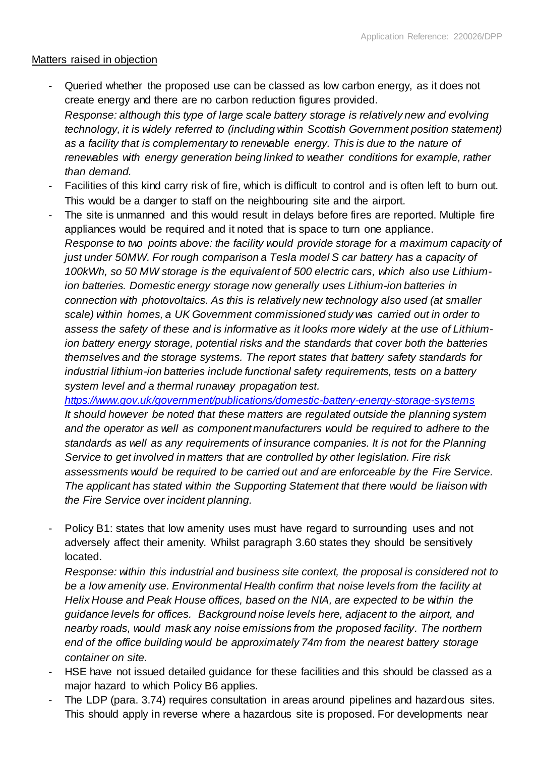Matters raised in objection

- Queried whether the proposed use can be classed as low carbon energy, as it does not create energy and there are no carbon reduction figures provided.
  *Response: although this type of large scale battery storage is relatively new and evolving technology, it is widely referred to (including within Scottish Government position statement) as a facility that is complementary to renewable energy. This is due to the nature of renewables with energy generation being linked to weather conditions for example, rather than demand.*
- Facilities of this kind carry risk of fire, which is difficult to control and is often left to burn out. This would be a danger to staff on the neighbouring site and the airport.
- The site is unmanned and this would result in delays before fires are reported. Multiple fire appliances would be required and it noted that is space to turn one appliance.
  *Response to two points above: the facility would provide storage for a maximum capacity of just under 50MW. For rough comparison a Tesla model S car battery has a capacity of 100kWh, so 50 MW storage is the equivalent of 500 electric cars, which also use Lithium-ion batteries. Domestic energy storage now generally uses Lithium-ion batteries in connection with photovoltaics. As this is relatively new technology also used (at smaller scale) within homes, a UK Government commissioned study was carried out in order to assess the safety of these and is informative as it looks more widely at the use of Lithium-ion battery energy storage, potential risks and the standards that cover both the batteries themselves and the storage systems. The report states that battery safety standards for industrial lithium-ion batteries include functional safety requirements, tests on a battery system level and a thermal runaway propagation test.*
  *https://www.gov.uk/government/publications/domestic-battery-energy-storage-systems*
  *It should however be noted that these matters are regulated outside the planning system and the operator as well as component manufacturers would be required to adhere to the standards as well as any requirements of insurance companies. It is not for the Planning Service to get involved in matters that are controlled by other legislation. Fire risk assessments would be required to be carried out and are enforceable by the Fire Service. The applicant has stated within the Supporting Statement that there would be liaison with the Fire Service over incident planning.*

- Policy B1: states that low amenity uses must have regard to surrounding uses and not adversely affect their amenity. Whilst paragraph 3.60 states they should be sensitively located.
  *Response: within this industrial and business site context, the proposal is considered not to be a low amenity use. Environmental Health confirm that noise levels from the facility at Helix House and Peak House offices, based on the NIA, are expected to be within the guidance levels for offices. Background noise levels here, adjacent to the airport, and nearby roads, would mask any noise emissions from the proposed facility. The northern end of the office building would be approximately 74m from the nearest battery storage container on site.*
- HSE have not issued detailed guidance for these facilities and this should be classed as a major hazard to which Policy B6 applies.
- The LDP (para. 3.74) requires consultation in areas around pipelines and hazardous sites. This should apply in reverse where a hazardous site is proposed. For developments near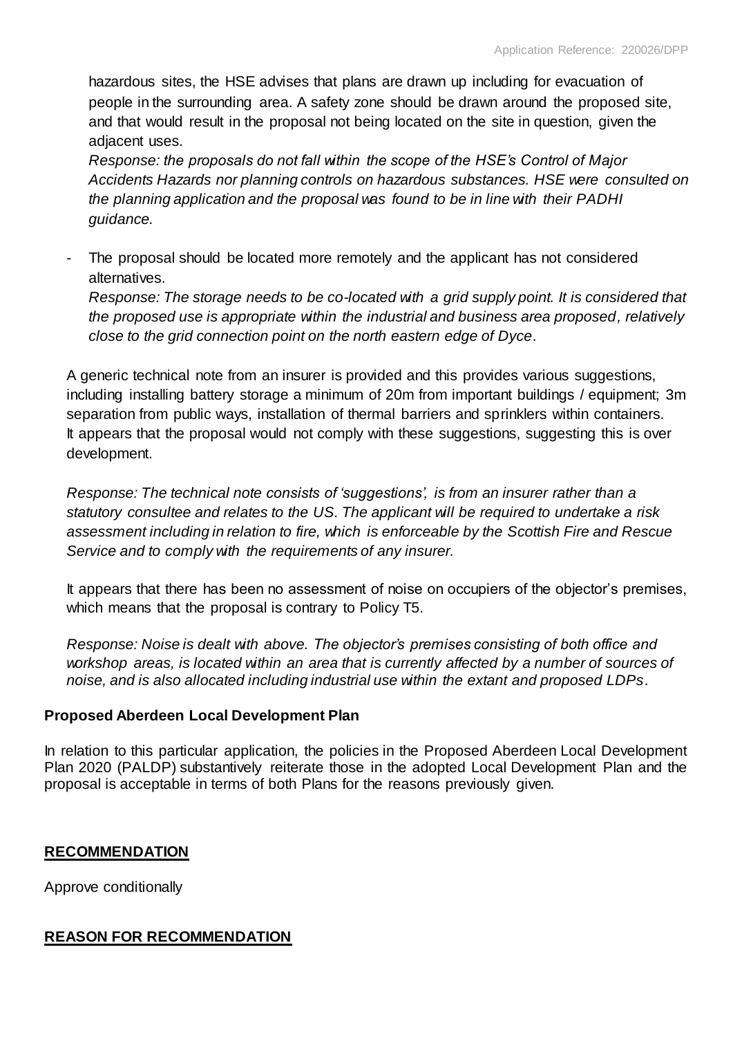hazardous sites, the HSE advises that plans are drawn up including for evacuation of people in the surrounding area. A safety zone should be drawn around the proposed site, and that would result in the proposal not being located on the site in question, given the adjacent uses.
*Response: the proposals do not fall within the scope of the HSE's Control of Major Accidents Hazards nor planning controls on hazardous substances. HSE were consulted on the planning application and the proposal was found to be in line with their PADHI guidance.*

- The proposal should be located more remotely and the applicant has not considered alternatives.
  *Response: The storage needs to be co-located with a grid supply point. It is considered that the proposed use is appropriate within the industrial and business area proposed, relatively close to the grid connection point on the north eastern edge of Dyce.*

A generic technical note from an insurer is provided and this provides various suggestions, including installing battery storage a minimum of 20m from important buildings / equipment; 3m separation from public ways, installation of thermal barriers and sprinklers within containers. It appears that the proposal would not comply with these suggestions, suggesting this is over development.

*Response: The technical note consists of 'suggestions', is from an insurer rather than a statutory consultee and relates to the US. The applicant will be required to undertake a risk assessment including in relation to fire, which is enforceable by the Scottish Fire and Rescue Service and to comply with the requirements of any insurer.*

It appears that there has been no assessment of noise on occupiers of the objector's premises, which means that the proposal is contrary to Policy T5.

*Response: Noise is dealt with above. The objector's premises consisting of both office and workshop areas, is located within an area that is currently affected by a number of sources of noise, and is also allocated including industrial use within the extant and proposed LDPs.*

**Proposed Aberdeen Local Development Plan**

In relation to this particular application, the policies in the Proposed Aberdeen Local Development Plan 2020 (PALDP) substantively reiterate those in the adopted Local Development Plan and the proposal is acceptable in terms of both Plans for the reasons previously given.

## RECOMMENDATION

Approve conditionally

## REASON FOR RECOMMENDATION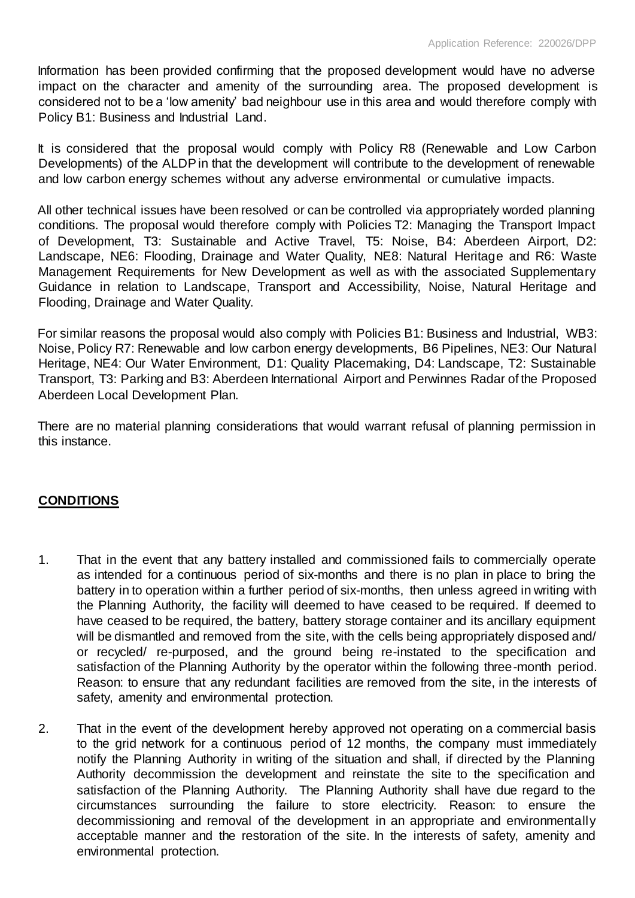Information has been provided confirming that the proposed development would have no adverse impact on the character and amenity of the surrounding area. The proposed development is considered not to be a 'low amenity' bad neighbour use in this area and would therefore comply with Policy B1: Business and Industrial Land.

It is considered that the proposal would comply with Policy R8 (Renewable and Low Carbon Developments) of the ALDP in that the development will contribute to the development of renewable and low carbon energy schemes without any adverse environmental or cumulative impacts.

All other technical issues have been resolved or can be controlled via appropriately worded planning conditions. The proposal would therefore comply with Policies T2: Managing the Transport Impact of Development, T3: Sustainable and Active Travel, T5: Noise, B4: Aberdeen Airport, D2: Landscape, NE6: Flooding, Drainage and Water Quality, NE8: Natural Heritage and R6: Waste Management Requirements for New Development as well as with the associated Supplementary Guidance in relation to Landscape, Transport and Accessibility, Noise, Natural Heritage and Flooding, Drainage and Water Quality.

For similar reasons the proposal would also comply with Policies B1: Business and Industrial, WB3: Noise, Policy R7: Renewable and low carbon energy developments, B6 Pipelines, NE3: Our Natural Heritage, NE4: Our Water Environment, D1: Quality Placemaking, D4: Landscape, T2: Sustainable Transport, T3: Parking and B3: Aberdeen International Airport and Perwinnes Radar of the Proposed Aberdeen Local Development Plan.

There are no material planning considerations that would warrant refusal of planning permission in this instance.

## **CONDITIONS**

1. That in the event that any battery installed and commissioned fails to commercially operate as intended for a continuous period of six-months and there is no plan in place to bring the battery in to operation within a further period of six-months, then unless agreed in writing with the Planning Authority, the facility will deemed to have ceased to be required. If deemed to have ceased to be required, the battery, battery storage container and its ancillary equipment will be dismantled and removed from the site, with the cells being appropriately disposed and/ or recycled/ re-purposed, and the ground being re-instated to the specification and satisfaction of the Planning Authority by the operator within the following three-month period. Reason: to ensure that any redundant facilities are removed from the site, in the interests of safety, amenity and environmental protection.

2. That in the event of the development hereby approved not operating on a commercial basis to the grid network for a continuous period of 12 months, the company must immediately notify the Planning Authority in writing of the situation and shall, if directed by the Planning Authority decommission the development and reinstate the site to the specification and satisfaction of the Planning Authority. The Planning Authority shall have due regard to the circumstances surrounding the failure to store electricity. Reason: to ensure the decommissioning and removal of the development in an appropriate and environmentally acceptable manner and the restoration of the site. In the interests of safety, amenity and environmental protection.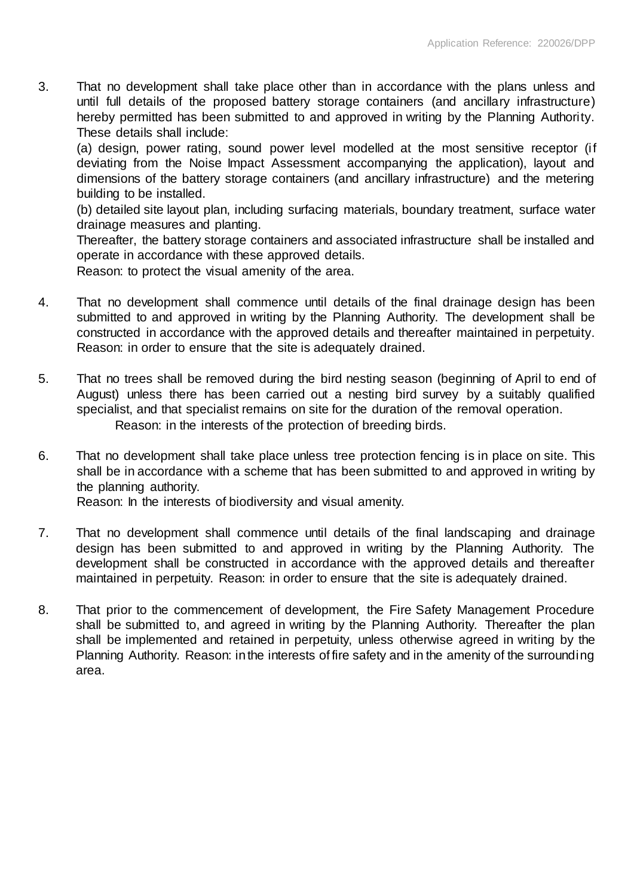3. That no development shall take place other than in accordance with the plans unless and until full details of the proposed battery storage containers (and ancillary infrastructure) hereby permitted has been submitted to and approved in writing by the Planning Authority. These details shall include:

   (a) design, power rating, sound power level modelled at the most sensitive receptor (if deviating from the Noise Impact Assessment accompanying the application), layout and dimensions of the battery storage containers (and ancillary infrastructure) and the metering building to be installed.

   (b) detailed site layout plan, including surfacing materials, boundary treatment, surface water drainage measures and planting.

   Thereafter, the battery storage containers and associated infrastructure shall be installed and operate in accordance with these approved details.

   Reason: to protect the visual amenity of the area.

4. That no development shall commence until details of the final drainage design has been submitted to and approved in writing by the Planning Authority. The development shall be constructed in accordance with the approved details and thereafter maintained in perpetuity. Reason: in order to ensure that the site is adequately drained.

5. That no trees shall be removed during the bird nesting season (beginning of April to end of August) unless there has been carried out a nesting bird survey by a suitably qualified specialist, and that specialist remains on site for the duration of the removal operation.

   Reason: in the interests of the protection of breeding birds.

6. That no development shall take place unless tree protection fencing is in place on site. This shall be in accordance with a scheme that has been submitted to and approved in writing by the planning authority.

   Reason: In the interests of biodiversity and visual amenity.

7. That no development shall commence until details of the final landscaping and drainage design has been submitted to and approved in writing by the Planning Authority. The development shall be constructed in accordance with the approved details and thereafter maintained in perpetuity. Reason: in order to ensure that the site is adequately drained.

8. That prior to the commencement of development, the Fire Safety Management Procedure shall be submitted to, and agreed in writing by the Planning Authority. Thereafter the plan shall be implemented and retained in perpetuity, unless otherwise agreed in writing by the Planning Authority. Reason: in the interests of fire safety and in the amenity of the surrounding area.